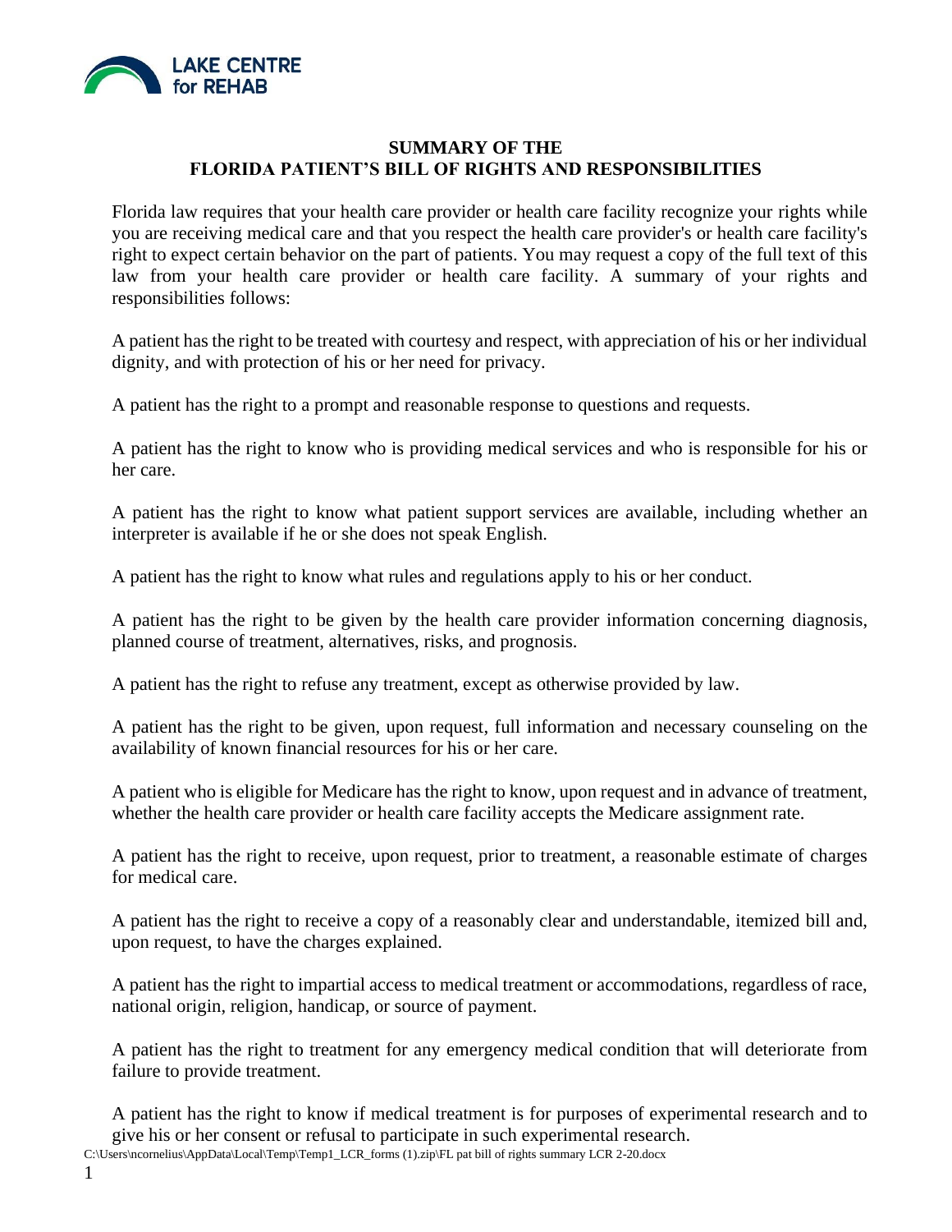LAKE CENTRE for REHAB

# SUMMARY OF THE FLORIDA PATIENT'S BILL OF RIGHTS AND RESPONSIBILITIES

Florida law requires that your health care provider or health care facility recognize your rights while you are receiving medical care and that you respect the health care provider's or health care facility's right to expect certain behavior on the part of patients. You may request a copy of the full text of this law from your health care provider or health care facility. A summary of your rights and responsibilities follows:

A patient has the right to be treated with courtesy and respect, with appreciation of his or her individual dignity, and with protection of his or her need for privacy.

A patient has the right to a prompt and reasonable response to questions and requests.

A patient has the right to know who is providing medical services and who is responsible for his or her care.

A patient has the right to know what patient support services are available, including whether an interpreter is available if he or she does not speak English.

A patient has the right to know what rules and regulations apply to his or her conduct.

A patient has the right to be given by the health care provider information concerning diagnosis, planned course of treatment, alternatives, risks, and prognosis.

A patient has the right to refuse any treatment, except as otherwise provided by law.

A patient has the right to be given, upon request, full information and necessary counseling on the availability of known financial resources for his or her care.

A patient who is eligible for Medicare has the right to know, upon request and in advance of treatment, whether the health care provider or health care facility accepts the Medicare assignment rate.

A patient has the right to receive, upon request, prior to treatment, a reasonable estimate of charges for medical care.

A patient has the right to receive a copy of a reasonably clear and understandable, itemized bill and, upon request, to have the charges explained.

A patient has the right to impartial access to medical treatment or accommodations, regardless of race, national origin, religion, handicap, or source of payment.

A patient has the right to treatment for any emergency medical condition that will deteriorate from failure to provide treatment.

A patient has the right to know if medical treatment is for purposes of experimental research and to give his or her consent or refusal to participate in such experimental research.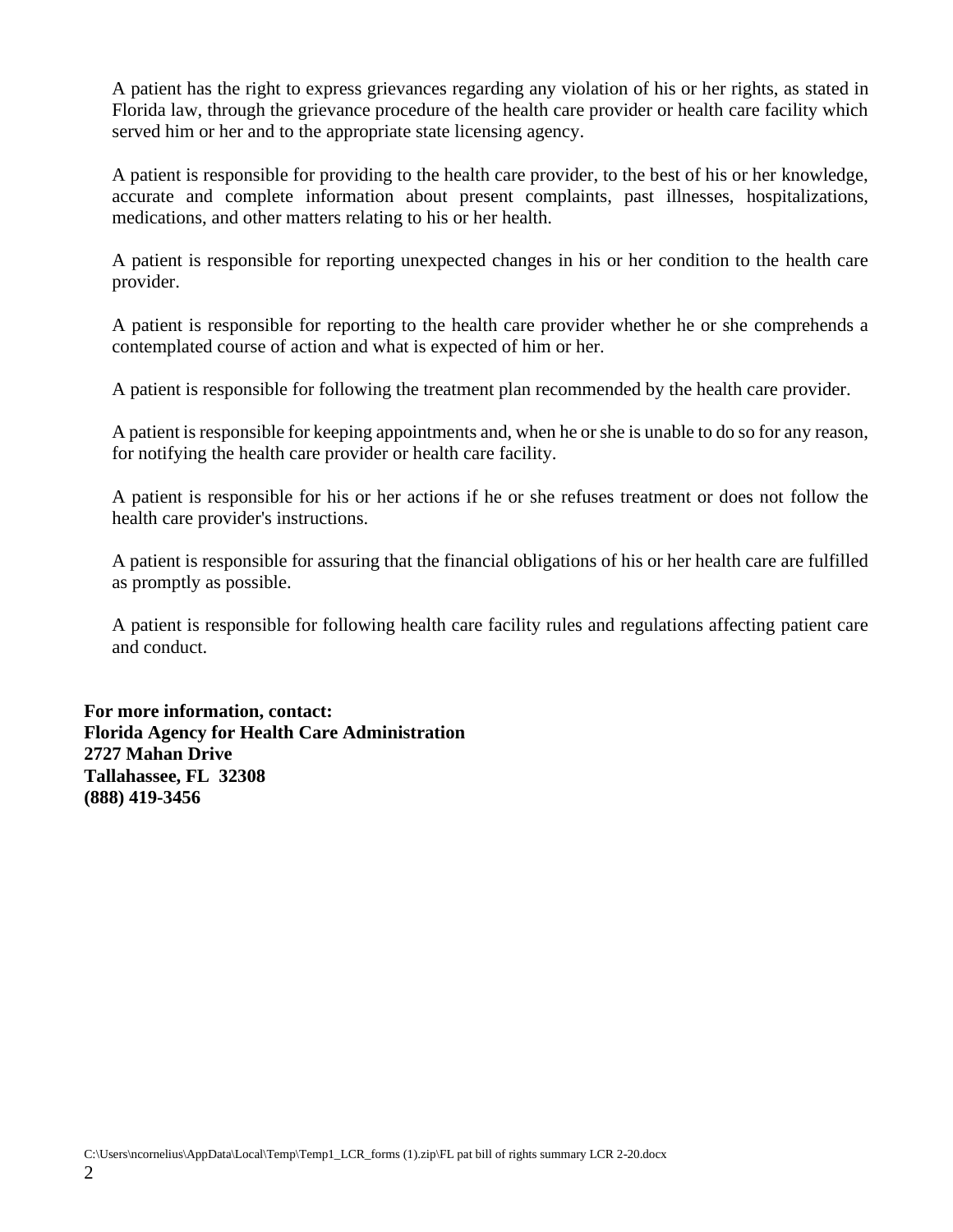A patient has the right to express grievances regarding any violation of his or her rights, as stated in Florida law, through the grievance procedure of the health care provider or health care facility which served him or her and to the appropriate state licensing agency.

A patient is responsible for providing to the health care provider, to the best of his or her knowledge, accurate and complete information about present complaints, past illnesses, hospitalizations, medications, and other matters relating to his or her health.

A patient is responsible for reporting unexpected changes in his or her condition to the health care provider.

A patient is responsible for reporting to the health care provider whether he or she comprehends a contemplated course of action and what is expected of him or her.

A patient is responsible for following the treatment plan recommended by the health care provider.

A patient is responsible for keeping appointments and, when he or she is unable to do so for any reason, for notifying the health care provider or health care facility.

A patient is responsible for his or her actions if he or she refuses treatment or does not follow the health care provider's instructions.

A patient is responsible for assuring that the financial obligations of his or her health care are fulfilled as promptly as possible.

A patient is responsible for following health care facility rules and regulations affecting patient care and conduct.

**For more information, contact:**
**Florida Agency for Health Care Administration**
**2727 Mahan Drive**
**Tallahassee, FL 32308**
**(888) 419-3456**

C:\Users\ncornelius\AppData\Local\Temp\Temp1_LCR_forms (1).zip\FL pat bill of rights summary LCR 2-20.docx